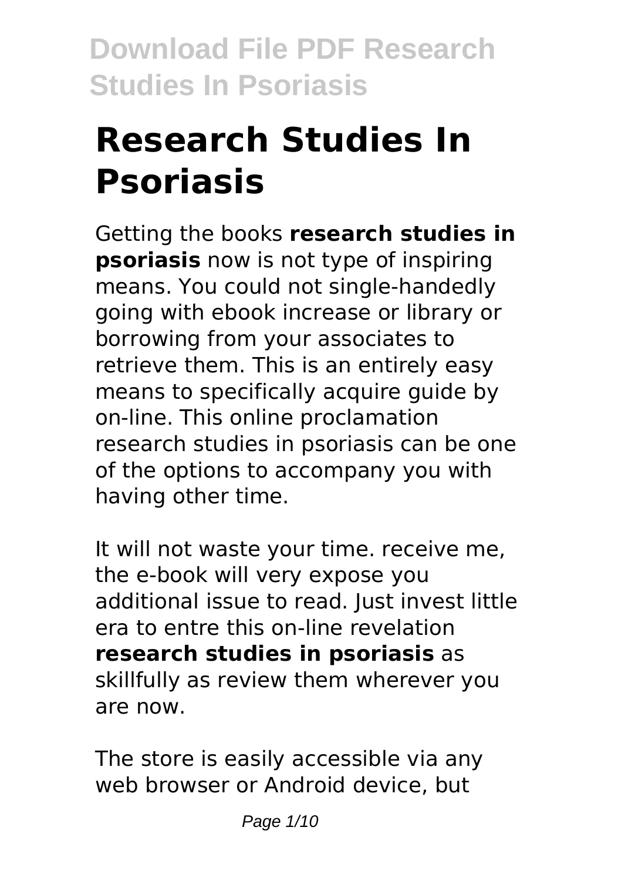# Research Studies In Psoriasis

Getting the books **research studies in psoriasis** now is not type of inspiring means. You could not single-handedly going with ebook increase or library or borrowing from your associates to retrieve them. This is an entirely easy means to specifically acquire guide by on-line. This online proclamation research studies in psoriasis can be one of the options to accompany you with having other time.

It will not waste your time. receive me, the e-book will very expose you additional issue to read. Just invest little era to entre this on-line revelation **research studies in psoriasis** as skillfully as review them wherever you are now.

The store is easily accessible via any web browser or Android device, but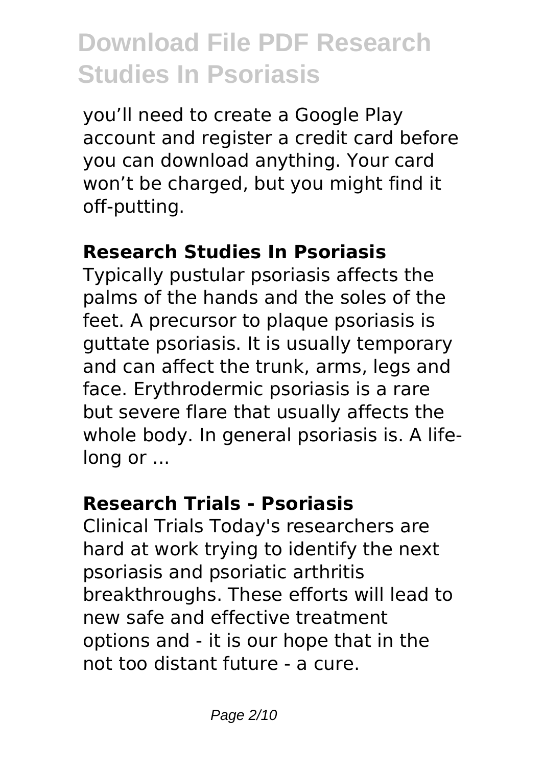you'll need to create a Google Play account and register a credit card before you can download anything. Your card won't be charged, but you might find it off-putting.

## Research Studies In Psoriasis

Typically pustular psoriasis affects the palms of the hands and the soles of the feet. A precursor to plaque psoriasis is guttate psoriasis. It is usually temporary and can affect the trunk, arms, legs and face. Erythrodermic psoriasis is a rare but severe flare that usually affects the whole body. In general psoriasis is. A life-long or ...

## Research Trials - Psoriasis

Clinical Trials Today's researchers are hard at work trying to identify the next psoriasis and psoriatic arthritis breakthroughs. These efforts will lead to new safe and effective treatment options and - it is our hope that in the not too distant future - a cure.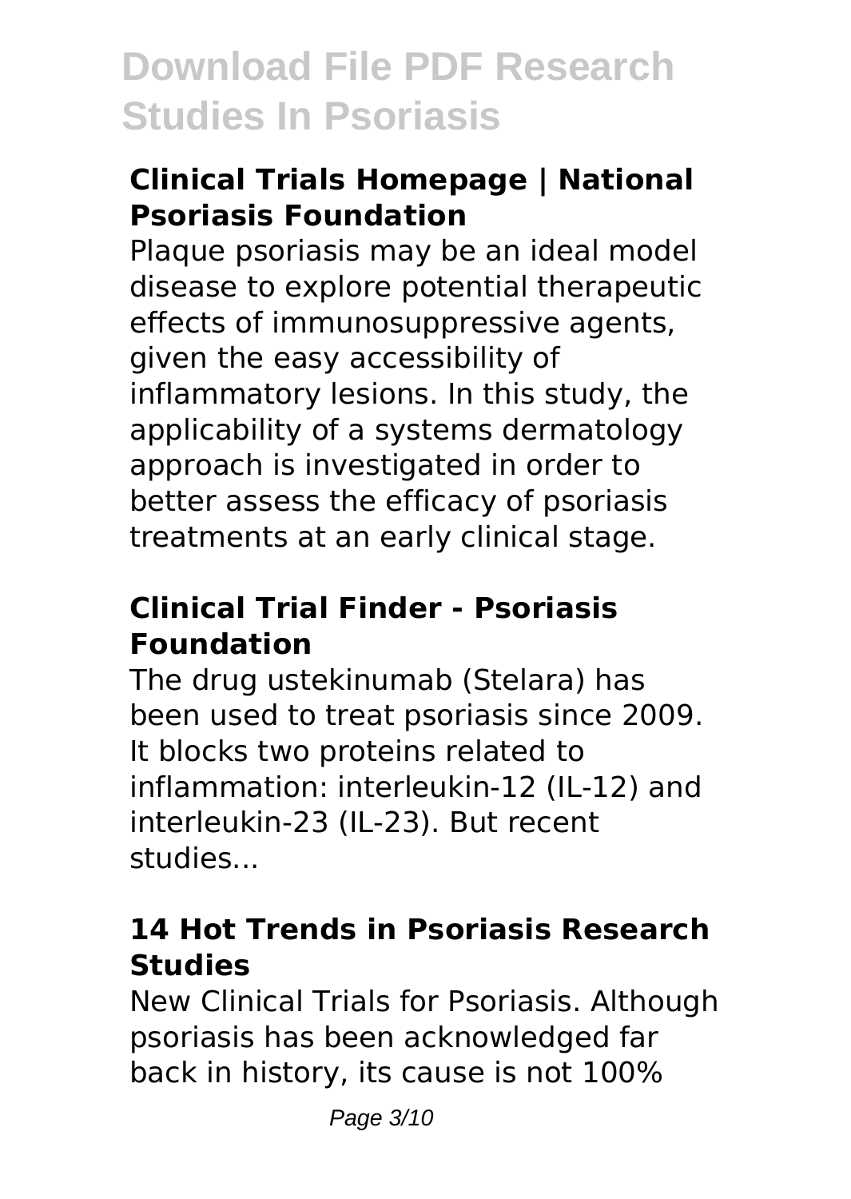## Clinical Trials Homepage | National Psoriasis Foundation

Plaque psoriasis may be an ideal model disease to explore potential therapeutic effects of immunosuppressive agents, given the easy accessibility of inflammatory lesions. In this study, the applicability of a systems dermatology approach is investigated in order to better assess the efficacy of psoriasis treatments at an early clinical stage.

## Clinical Trial Finder - Psoriasis Foundation

The drug ustekinumab (Stelara) has been used to treat psoriasis since 2009. It blocks two proteins related to inflammation: interleukin-12 (IL-12) and interleukin-23 (IL-23). But recent studies...

## 14 Hot Trends in Psoriasis Research Studies

New Clinical Trials for Psoriasis. Although psoriasis has been acknowledged far back in history, its cause is not 100%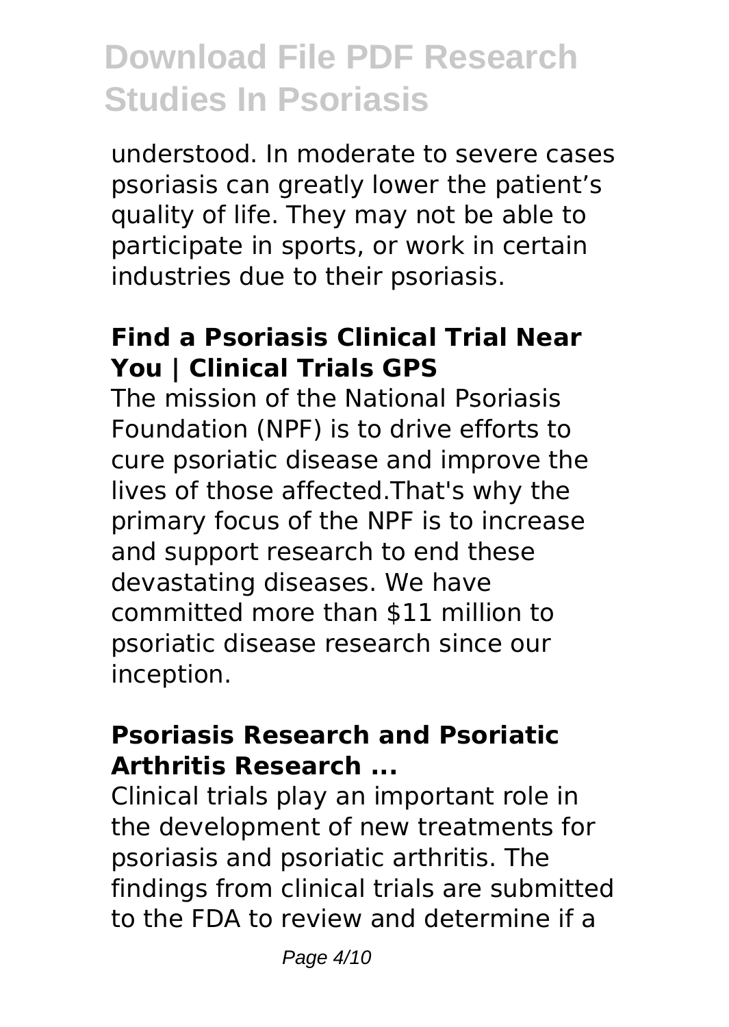understood. In moderate to severe cases psoriasis can greatly lower the patient’s quality of life. They may not be able to participate in sports, or work in certain industries due to their psoriasis.

### Find a Psoriasis Clinical Trial Near You | Clinical Trials GPS

The mission of the National Psoriasis Foundation (NPF) is to drive efforts to cure psoriatic disease and improve the lives of those affected.That's why the primary focus of the NPF is to increase and support research to end these devastating diseases. We have committed more than $11 million to psoriatic disease research since our inception.

### Psoriasis Research and Psoriatic Arthritis Research ...

Clinical trials play an important role in the development of new treatments for psoriasis and psoriatic arthritis. The findings from clinical trials are submitted to the FDA to review and determine if a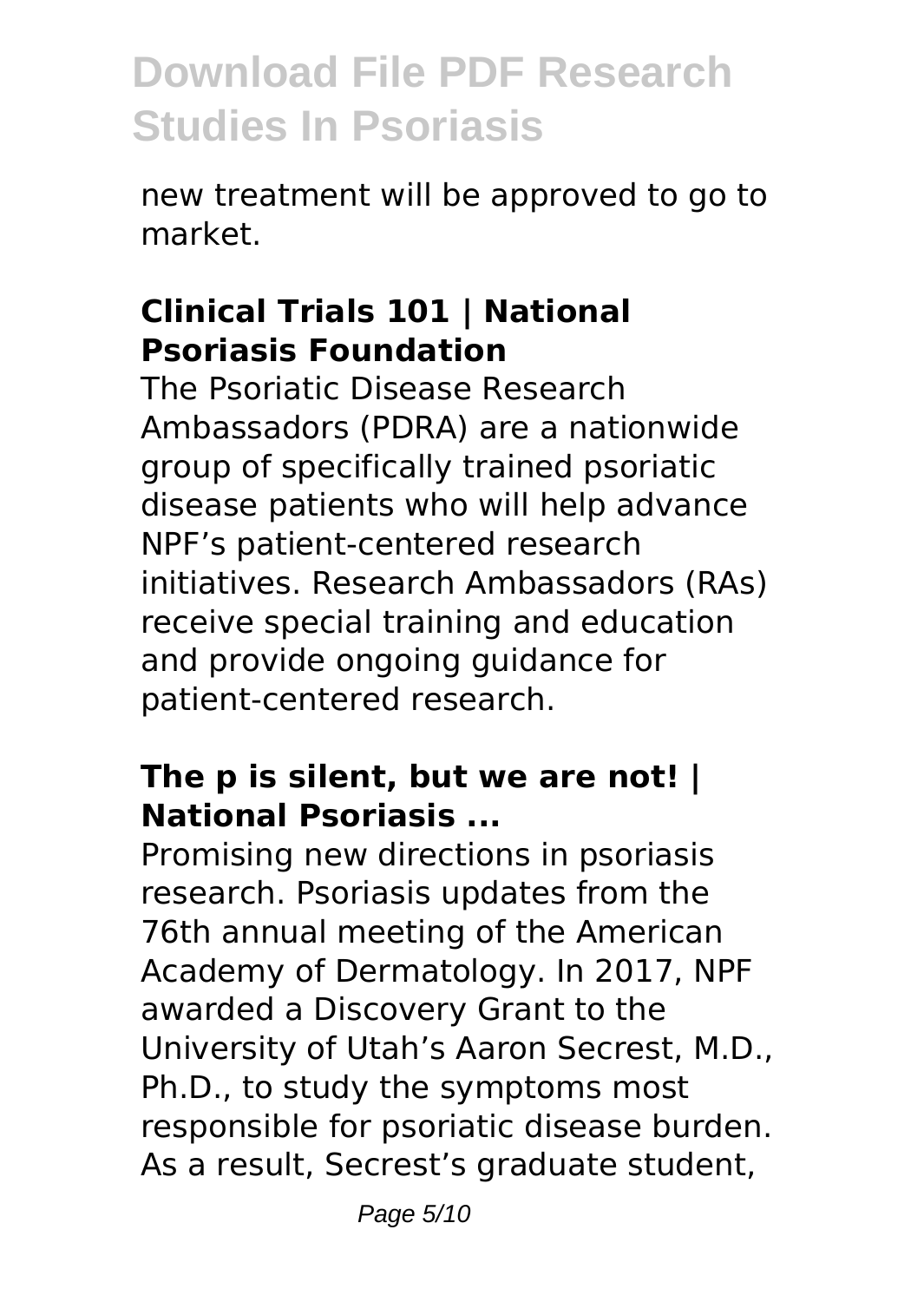new treatment will be approved to go to market.

### Clinical Trials 101 | National Psoriasis Foundation

The Psoriatic Disease Research Ambassadors (PDRA) are a nationwide group of specifically trained psoriatic disease patients who will help advance NPF's patient-centered research initiatives. Research Ambassadors (RAs) receive special training and education and provide ongoing guidance for patient-centered research.

### The p is silent, but we are not! | National Psoriasis ...

Promising new directions in psoriasis research. Psoriasis updates from the 76th annual meeting of the American Academy of Dermatology. In 2017, NPF awarded a Discovery Grant to the University of Utah's Aaron Secrest, M.D., Ph.D., to study the symptoms most responsible for psoriatic disease burden. As a result, Secrest's graduate student,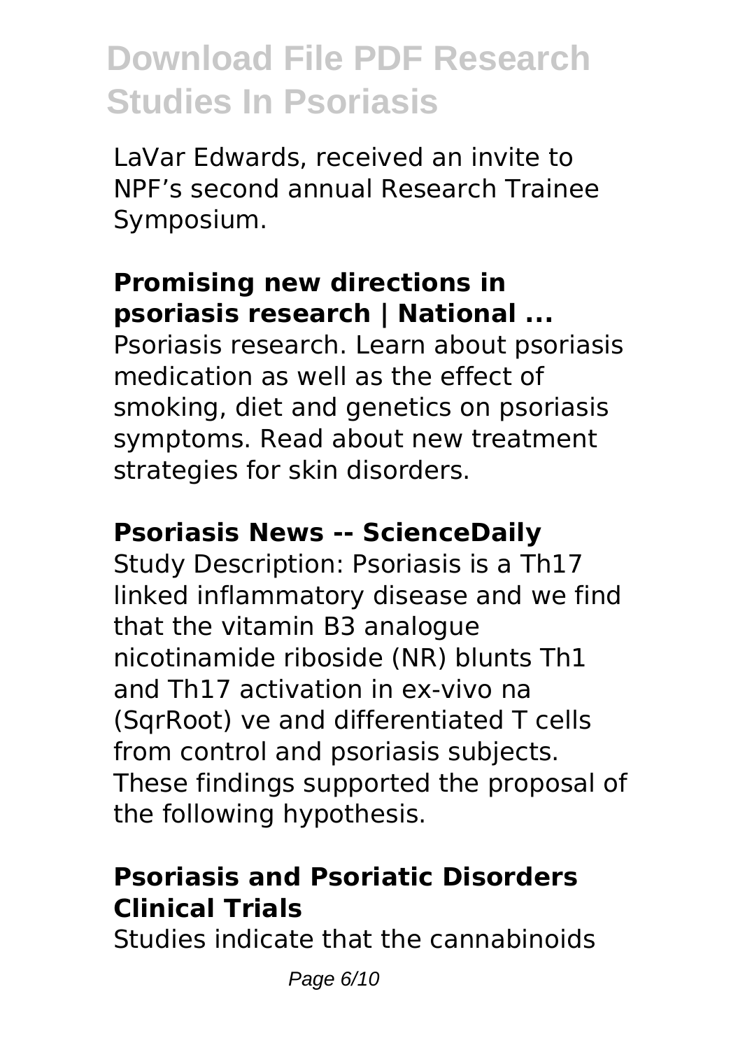LaVar Edwards, received an invite to NPF's second annual Research Trainee Symposium.

**Promising new directions in psoriasis research | National ...**

Psoriasis research. Learn about psoriasis medication as well as the effect of smoking, diet and genetics on psoriasis symptoms. Read about new treatment strategies for skin disorders.

**Psoriasis News -- ScienceDaily**

Study Description: Psoriasis is a Th17 linked inflammatory disease and we find that the vitamin B3 analogue nicotinamide riboside (NR) blunts Th1 and Th17 activation in ex-vivo na (SqrRoot) ve and differentiated T cells from control and psoriasis subjects. These findings supported the proposal of the following hypothesis.

**Psoriasis and Psoriatic Disorders Clinical Trials**

Studies indicate that the cannabinoids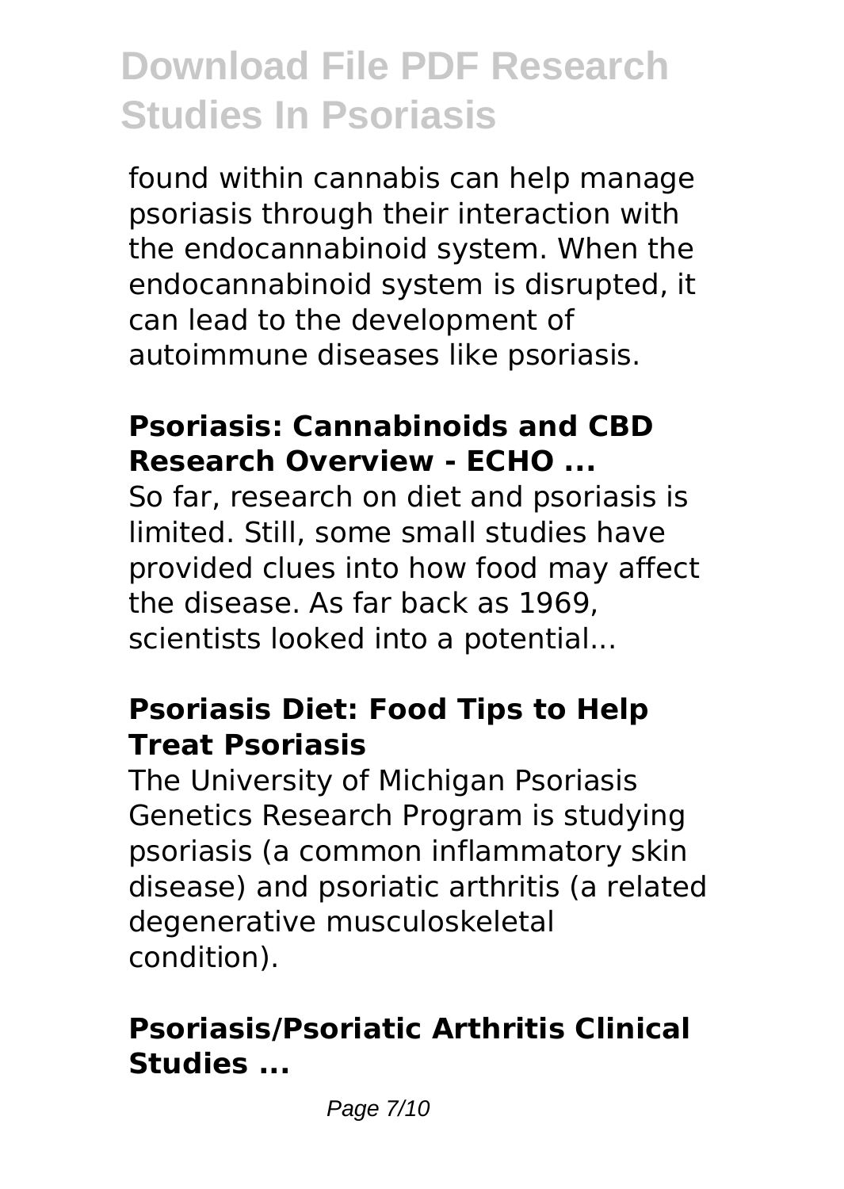found within cannabis can help manage psoriasis through their interaction with the endocannabinoid system. When the endocannabinoid system is disrupted, it can lead to the development of autoimmune diseases like psoriasis.

### Psoriasis: Cannabinoids and CBD Research Overview - ECHO ...

So far, research on diet and psoriasis is limited. Still, some small studies have provided clues into how food may affect the disease. As far back as 1969, scientists looked into a potential...

### Psoriasis Diet: Food Tips to Help Treat Psoriasis

The University of Michigan Psoriasis Genetics Research Program is studying psoriasis (a common inflammatory skin disease) and psoriatic arthritis (a related degenerative musculoskeletal condition).

### Psoriasis/Psoriatic Arthritis Clinical Studies ...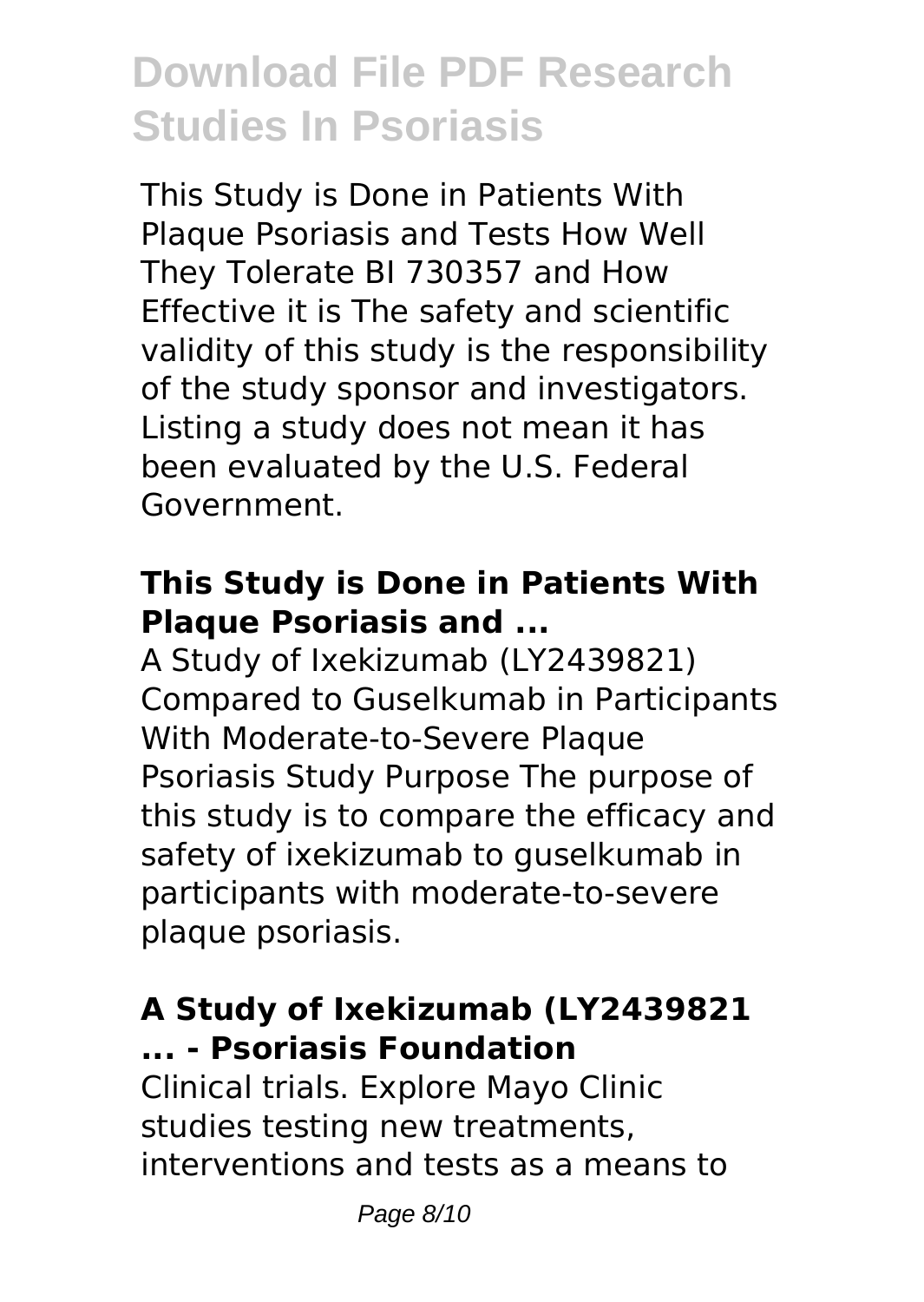# Download File PDF Research Studies In Psoriasis

This Study is Done in Patients With Plaque Psoriasis and Tests How Well They Tolerate BI 730357 and How Effective it is The safety and scientific validity of this study is the responsibility of the study sponsor and investigators. Listing a study does not mean it has been evaluated by the U.S. Federal Government.

### This Study is Done in Patients With Plaque Psoriasis and ...

A Study of Ixekizumab (LY2439821) Compared to Guselkumab in Participants With Moderate-to-Severe Plaque Psoriasis Study Purpose The purpose of this study is to compare the efficacy and safety of ixekizumab to guselkumab in participants with moderate-to-severe plaque psoriasis.

### A Study of Ixekizumab (LY2439821 ... - Psoriasis Foundation

Clinical trials. Explore Mayo Clinic studies testing new treatments, interventions and tests as a means to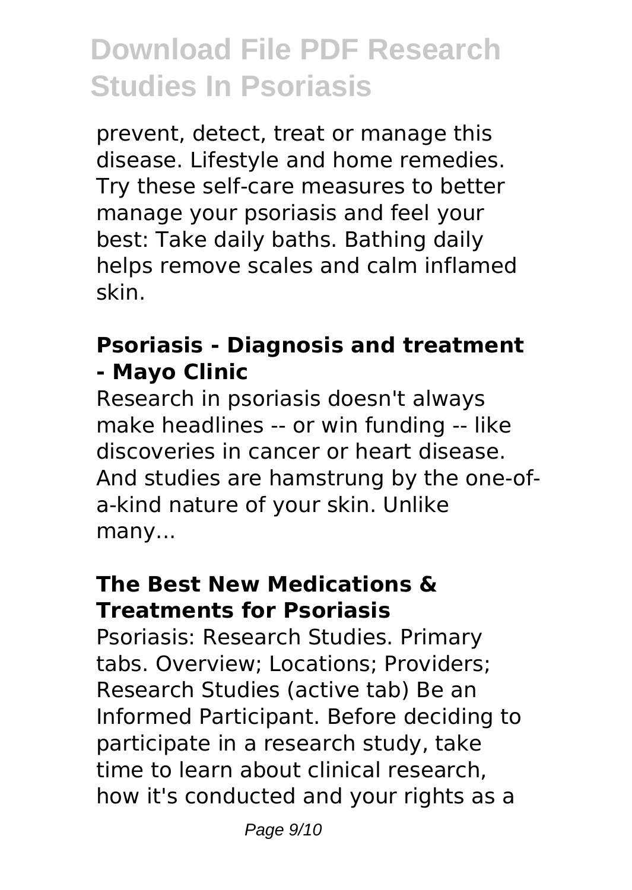prevent, detect, treat or manage this disease. Lifestyle and home remedies. Try these self-care measures to better manage your psoriasis and feel your best: Take daily baths. Bathing daily helps remove scales and calm inflamed skin.

### Psoriasis - Diagnosis and treatment - Mayo Clinic

Research in psoriasis doesn't always make headlines -- or win funding -- like discoveries in cancer or heart disease. And studies are hamstrung by the one-of-a-kind nature of your skin. Unlike many...

### The Best New Medications & Treatments for Psoriasis

Psoriasis: Research Studies. Primary tabs. Overview; Locations; Providers; Research Studies (active tab) Be an Informed Participant. Before deciding to participate in a research study, take time to learn about clinical research, how it's conducted and your rights as a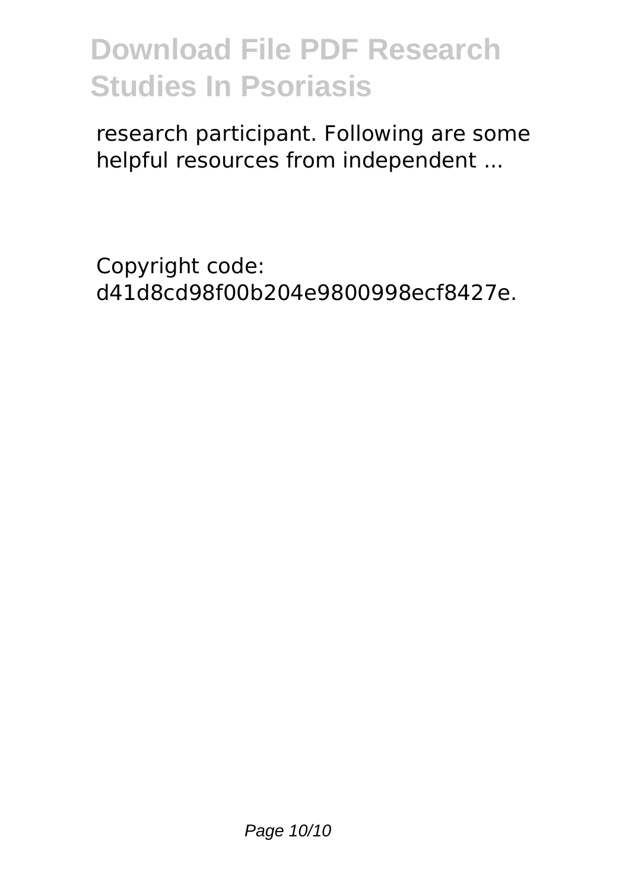research participant. Following are some helpful resources from independent ...

Copyright code: d41d8cd98f00b204e9800998ecf8427e.